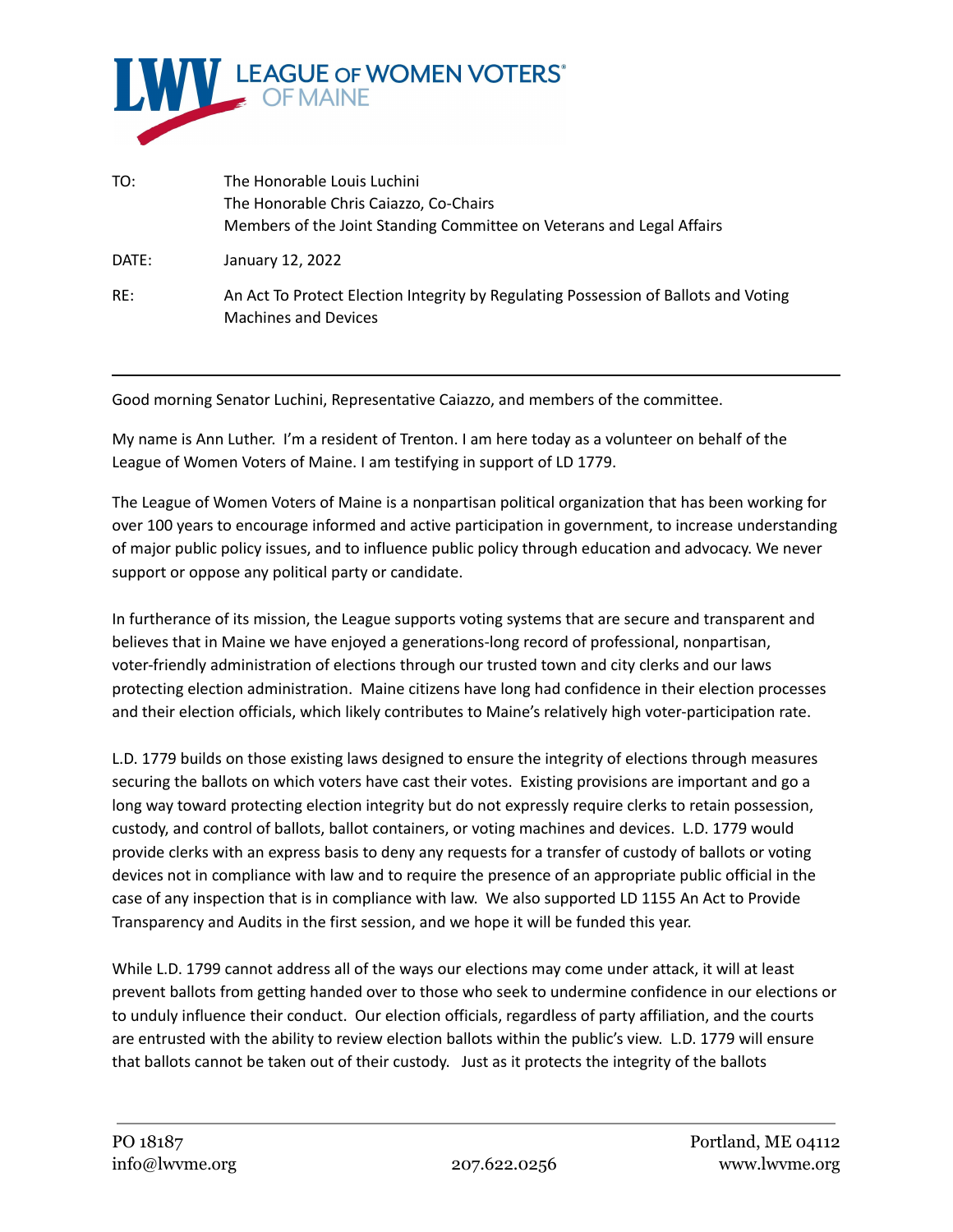**LEAGUE OF WOMEN VOTERS® OF MAINE**

| | |
|---|---|
| TO: | The Honorable Louis Luchini<br>The Honorable Chris Caiazzo, Co-Chairs<br>Members of the Joint Standing Committee on Veterans and Legal Affairs |
| DATE: | January 12, 2022 |
| RE: | An Act To Protect Election Integrity by Regulating Possession of Ballots and Voting Machines and Devices |

---

Good morning Senator Luchini, Representative Caiazzo, and members of the committee.

My name is Ann Luther. I'm a resident of Trenton. I am here today as a volunteer on behalf of the League of Women Voters of Maine. I am testifying in support of LD 1779.

The League of Women Voters of Maine is a nonpartisan political organization that has been working for over 100 years to encourage informed and active participation in government, to increase understanding of major public policy issues, and to influence public policy through education and advocacy. We never support or oppose any political party or candidate.

In furtherance of its mission, the League supports voting systems that are secure and transparent and believes that in Maine we have enjoyed a generations-long record of professional, nonpartisan, voter-friendly administration of elections through our trusted town and city clerks and our laws protecting election administration. Maine citizens have long had confidence in their election processes and their election officials, which likely contributes to Maine's relatively high voter-participation rate.

L.D. 1779 builds on those existing laws designed to ensure the integrity of elections through measures securing the ballots on which voters have cast their votes. Existing provisions are important and go a long way toward protecting election integrity but do not expressly require clerks to retain possession, custody, and control of ballots, ballot containers, or voting machines and devices. L.D. 1779 would provide clerks with an express basis to deny any requests for a transfer of custody of ballots or voting devices not in compliance with law and to require the presence of an appropriate public official in the case of any inspection that is in compliance with law. We also supported LD 1155 An Act to Provide Transparency and Audits in the first session, and we hope it will be funded this year.

While L.D. 1799 cannot address all of the ways our elections may come under attack, it will at least prevent ballots from getting handed over to those who seek to undermine confidence in our elections or to unduly influence their conduct. Our election officials, regardless of party affiliation, and the courts are entrusted with the ability to review election ballots within the public's view. L.D. 1779 will ensure that ballots cannot be taken out of their custody. Just as it protects the integrity of the ballots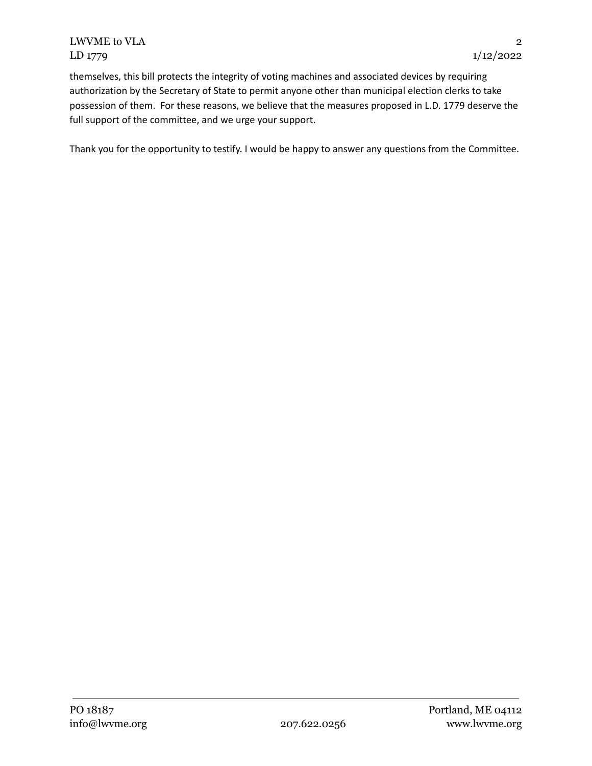themselves, this bill protects the integrity of voting machines and associated devices by requiring authorization by the Secretary of State to permit anyone other than municipal election clerks to take possession of them. For these reasons, we believe that the measures proposed in L.D. 1779 deserve the full support of the committee, and we urge your support.

Thank you for the opportunity to testify. I would be happy to answer any questions from the Committee.